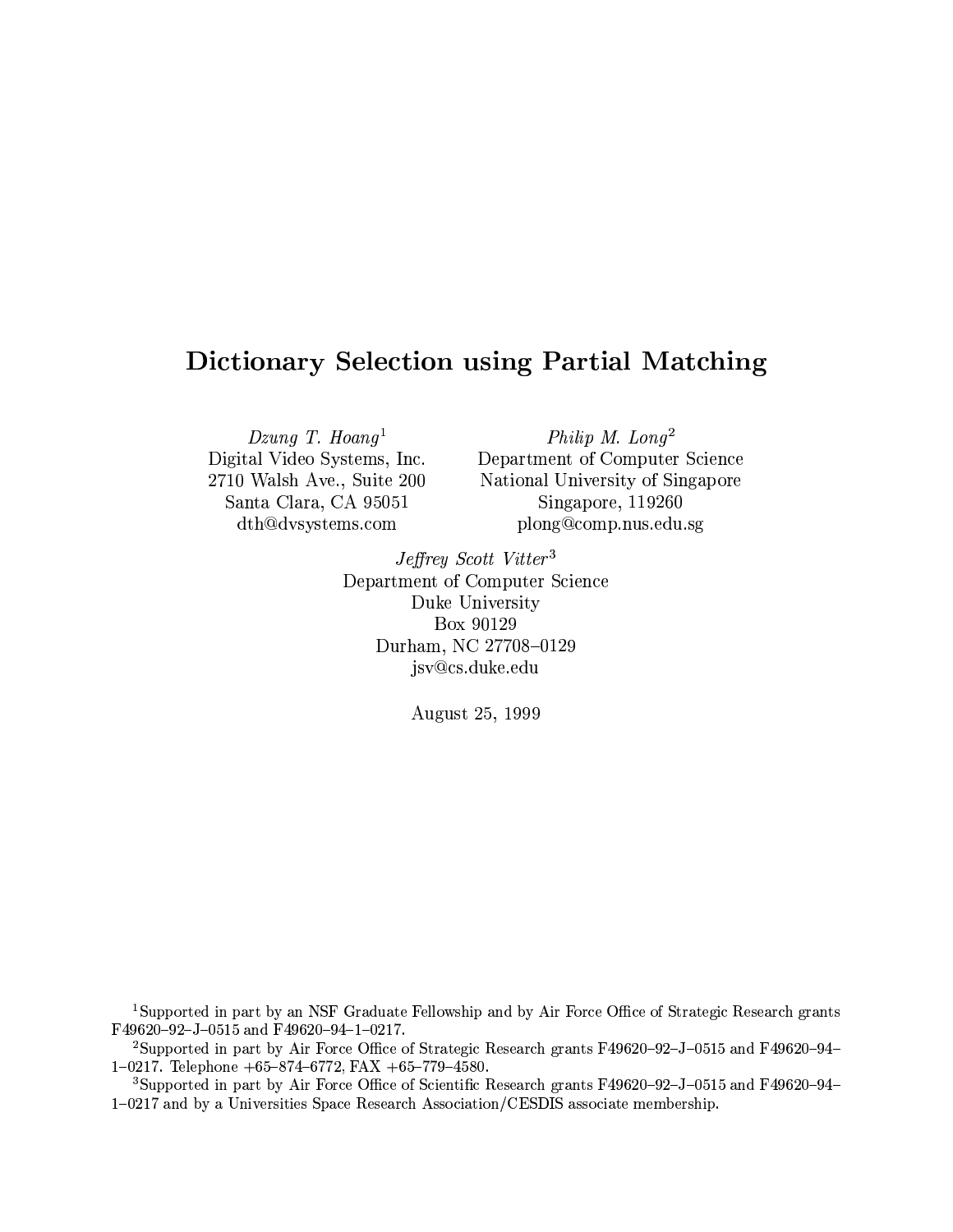# Dictionary Selection using Partial Matching

*Dzung T. Hoang*[1]
Digital Video Systems, Inc.
2710 Walsh Ave., Suite 200
Santa Clara, CA 95051
dth@dvsystems.com

*Philip M. Long*[2]
Department of Computer Science
National University of Singapore
Singapore, 119260
plong@comp.nus.edu.sg

*Jeffrey Scott Vitter*[3]
Department of Computer Science
Duke University
Box 90129
Durham, NC 27708–0129
jsv@cs.duke.edu

August 25, 1999

[1]Supported in part by an NSF Graduate Fellowship and by Air Force Office of Strategic Research grants F49620–92–J–0515 and F49620–94–1–0217.

[2]Supported in part by Air Force Office of Strategic Research grants F49620–92–J–0515 and F49620–94–1–0217. Telephone +65–874–6772, FAX +65–779–4580.

[3]Supported in part by Air Force Office of Scientific Research grants F49620–92–J–0515 and F49620–94–1–0217 and by a Universities Space Research Association/CESDIS associate membership.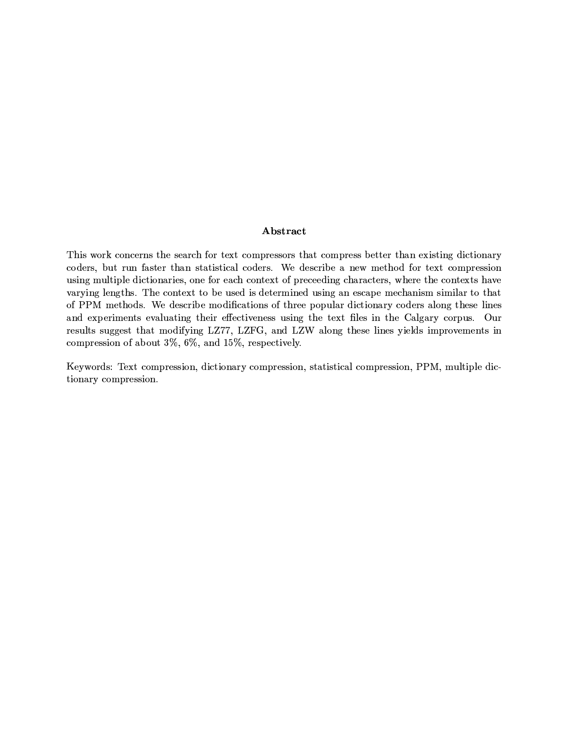## Abstract

This work concerns the search for text compressors that compress better than existing dictionary coders, but run faster than statistical coders. We describe a new method for text compression using multiple dictionaries, one for each context of preceeding characters, where the contexts have varying lengths. The context to be used is determined using an escape mechanism similar to that of PPM methods. We describe modifications of three popular dictionary coders along these lines and experiments evaluating their effectiveness using the text files in the Calgary corpus. Our results suggest that modifying LZ77, LZFG, and LZW along these lines yields improvements in compression of about 3%, 6%, and 15%, respectively.

Keywords: Text compression, dictionary compression, statistical compression, PPM, multiple dictionary compression.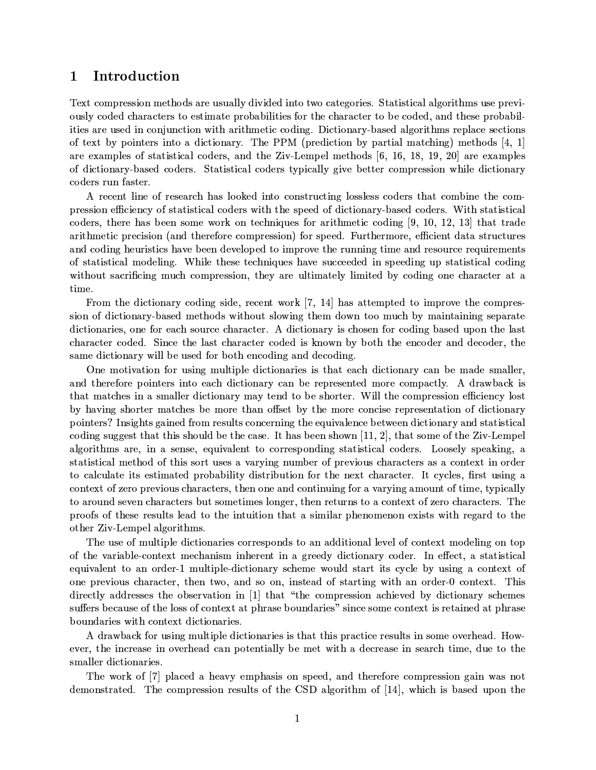# 1 Introduction

Text compression methods are usually divided into two categories. Statistical algorithms use previously coded characters to estimate probabilities for the character to be coded, and these probabilities are used in conjunction with arithmetic coding. Dictionary-based algorithms replace sections of text by pointers into a dictionary. The PPM (prediction by partial matching) methods [4, 1] are examples of statistical coders, and the Ziv-Lempel methods [6, 16, 18, 19, 20] are examples of dictionary-based coders. Statistical coders typically give better compression while dictionary coders run faster.

A recent line of research has looked into constructing lossless coders that combine the compression efficiency of statistical coders with the speed of dictionary-based coders. With statistical coders, there has been some work on techniques for arithmetic coding [9, 10, 12, 13] that trade arithmetic precision (and therefore compression) for speed. Furthermore, efficient data structures and coding heuristics have been developed to improve the running time and resource requirements of statistical modeling. While these techniques have succeeded in speeding up statistical coding without sacrificing much compression, they are ultimately limited by coding one character at a time.

From the dictionary coding side, recent work [7, 14] has attempted to improve the compression of dictionary-based methods without slowing them down too much by maintaining separate dictionaries, one for each source character. A dictionary is chosen for coding based upon the last character coded. Since the last character coded is known by both the encoder and decoder, the same dictionary will be used for both encoding and decoding.

One motivation for using multiple dictionaries is that each dictionary can be made smaller, and therefore pointers into each dictionary can be represented more compactly. A drawback is that matches in a smaller dictionary may tend to be shorter. Will the compression efficiency lost by having shorter matches be more than offset by the more concise representation of dictionary pointers? Insights gained from results concerning the equivalence between dictionary and statistical coding suggest that this should be the case. It has been shown [11, 2], that some of the Ziv-Lempel algorithms are, in a sense, equivalent to corresponding statistical coders. Loosely speaking, a statistical method of this sort uses a varying number of previous characters as a context in order to calculate its estimated probability distribution for the next character. It cycles, first using a context of zero previous characters, then one and continuing for a varying amount of time, typically to around seven characters but sometimes longer, then returns to a context of zero characters. The proofs of these results lead to the intuition that a similar phenomenon exists with regard to the other Ziv-Lempel algorithms.

The use of multiple dictionaries corresponds to an additional level of context modeling on top of the variable-context mechanism inherent in a greedy dictionary coder. In effect, a statistical equivalent to an order-1 multiple-dictionary scheme would start its cycle by using a context of one previous character, then two, and so on, instead of starting with an order-0 context. This directly addresses the observation in [1] that "the compression achieved by dictionary schemes suffers because of the loss of context at phrase boundaries" since some context is retained at phrase boundaries with context dictionaries.

A drawback for using multiple dictionaries is that this practice results in some overhead. However, the increase in overhead can potentially be met with a decrease in search time, due to the smaller dictionaries.

The work of [7] placed a heavy emphasis on speed, and therefore compression gain was not demonstrated. The compression results of the CSD algorithm of [14], which is based upon the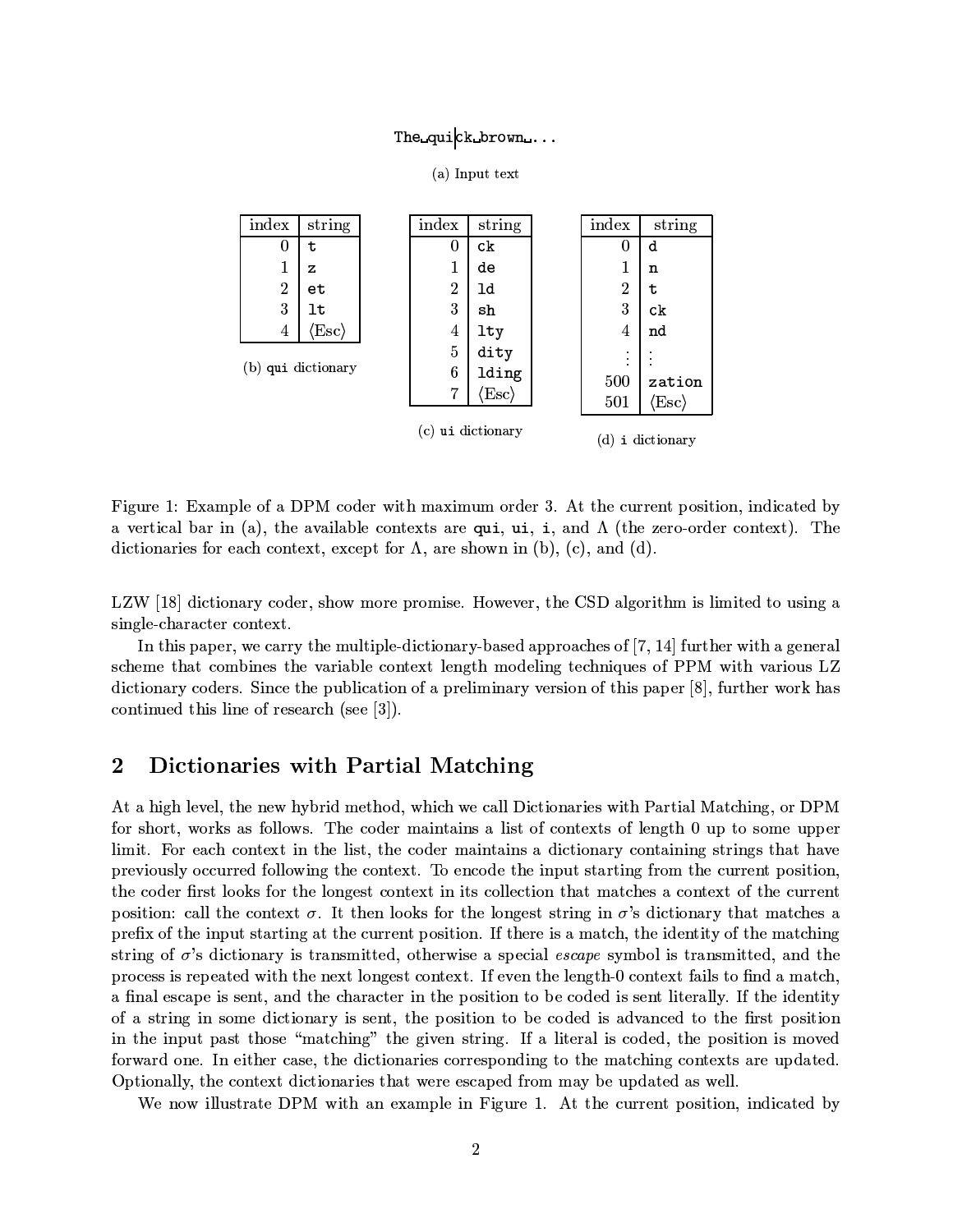The␣qui|ck␣brown␣...

(a) Input text

| index | string |
|---|---|
| 0 | t |
| 1 | z |
| 2 | et |
| 3 | lt |
| 4 | ⟨Esc⟩ |

(b) qui dictionary

| index | string |
|---|---|
| 0 | ck |
| 1 | de |
| 2 | ld |
| 3 | sh |
| 4 | lty |
| 5 | dity |
| 6 | lding |
| 7 | ⟨Esc⟩ |

(c) ui dictionary

| index | string |
|---|---|
| 0 | d |
| 1 | n |
| 2 | t |
| 3 | ck |
| 4 | nd |
| ⋮ | ⋮ |
| 500 | zation |
| 501 | ⟨Esc⟩ |

(d) i dictionary

Figure 1: Example of a DPM coder with maximum order 3. At the current position, indicated by a vertical bar in (a), the available contexts are **qui**, **ui**, **i**, and $\Lambda$ (the zero-order context). The dictionaries for each context, except for $\Lambda$, are shown in (b), (c), and (d).

LZW [18] dictionary coder, show more promise. However, the CSD algorithm is limited to using a single-character context.

In this paper, we carry the multiple-dictionary-based approaches of [7, 14] further with a general scheme that combines the variable context length modeling techniques of PPM with various LZ dictionary coders. Since the publication of a preliminary version of this paper [8], further work has continued this line of research (see [3]).

## 2 Dictionaries with Partial Matching

At a high level, the new hybrid method, which we call Dictionaries with Partial Matching, or DPM for short, works as follows. The coder maintains a list of contexts of length 0 up to some upper limit. For each context in the list, the coder maintains a dictionary containing strings that have previously occurred following the context. To encode the input starting from the current position, the coder first looks for the longest context in its collection that matches a context of the current position: call the context $\sigma$. It then looks for the longest string in $\sigma$'s dictionary that matches a prefix of the input starting at the current position. If there is a match, the identity of the matching string of $\sigma$'s dictionary is transmitted, otherwise a special *escape* symbol is transmitted, and the process is repeated with the next longest context. If even the length-0 context fails to find a match, a final escape is sent, and the character in the position to be coded is sent literally. If the identity of a string in some dictionary is sent, the position to be coded is advanced to the first position in the input past those "matching" the given string. If a literal is coded, the position is moved forward one. In either case, the dictionaries corresponding to the matching contexts are updated. Optionally, the context dictionaries that were escaped from may be updated as well.

We now illustrate DPM with an example in Figure 1. At the current position, indicated by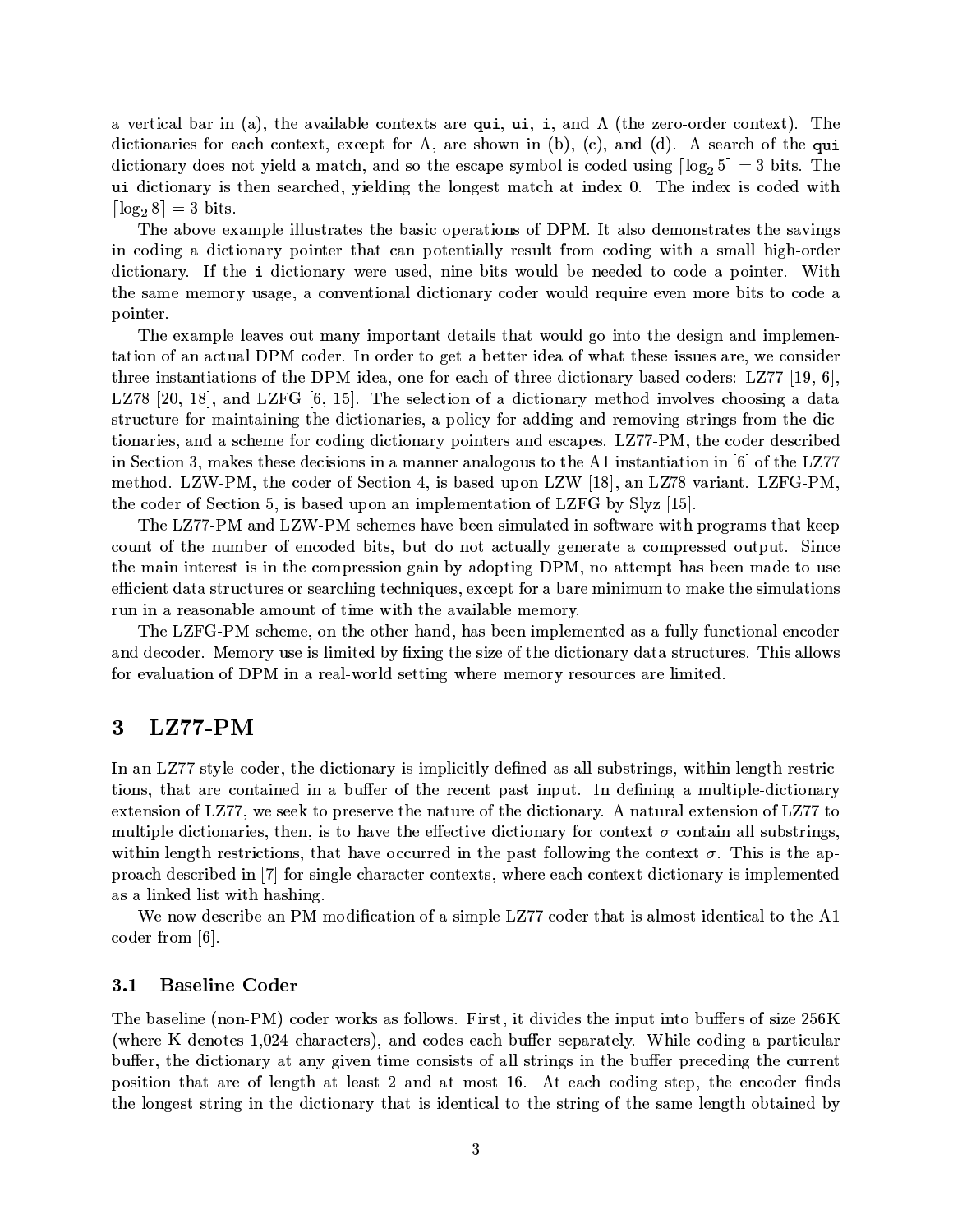a vertical bar in (a), the available contexts are **qui**, **ui**, **i**, and $\Lambda$ (the zero-order context). The dictionaries for each context, except for $\Lambda$, are shown in (b), (c), and (d). A search of the **qui** dictionary does not yield a match, and so the escape symbol is coded using $\lceil \log_2 5 \rceil = 3$ bits. The **ui** dictionary is then searched, yielding the longest match at index 0. The index is coded with $\lceil \log_2 8 \rceil = 3$ bits.

The above example illustrates the basic operations of DPM. It also demonstrates the savings in coding a dictionary pointer that can potentially result from coding with a small high-order dictionary. If the **i** dictionary were used, nine bits would be needed to code a pointer. With the same memory usage, a conventional dictionary coder would require even more bits to code a pointer.

The example leaves out many important details that would go into the design and implementation of an actual DPM coder. In order to get a better idea of what these issues are, we consider three instantiations of the DPM idea, one for each of three dictionary-based coders: LZ77 [19, 6], LZ78 [20, 18], and LZFG [6, 15]. The selection of a dictionary method involves choosing a data structure for maintaining the dictionaries, a policy for adding and removing strings from the dictionaries, and a scheme for coding dictionary pointers and escapes. LZ77-PM, the coder described in Section 3, makes these decisions in a manner analogous to the A1 instantiation in [6] of the LZ77 method. LZW-PM, the coder of Section 4, is based upon LZW [18], an LZ78 variant. LZFG-PM, the coder of Section 5, is based upon an implementation of LZFG by Slyz [15].

The LZ77-PM and LZW-PM schemes have been simulated in software with programs that keep count of the number of encoded bits, but do not actually generate a compressed output. Since the main interest is in the compression gain by adopting DPM, no attempt has been made to use efficient data structures or searching techniques, except for a bare minimum to make the simulations run in a reasonable amount of time with the available memory.

The LZFG-PM scheme, on the other hand, has been implemented as a fully functional encoder and decoder. Memory use is limited by fixing the size of the dictionary data structures. This allows for evaluation of DPM in a real-world setting where memory resources are limited.

# 3 LZ77-PM

In an LZ77-style coder, the dictionary is implicitly defined as all substrings, within length restrictions, that are contained in a buffer of the recent past input. In defining a multiple-dictionary extension of LZ77, we seek to preserve the nature of the dictionary. A natural extension of LZ77 to multiple dictionaries, then, is to have the effective dictionary for context $\sigma$ contain all substrings, within length restrictions, that have occurred in the past following the context $\sigma$. This is the approach described in [7] for single-character contexts, where each context dictionary is implemented as a linked list with hashing.

We now describe an PM modification of a simple LZ77 coder that is almost identical to the A1 coder from [6].

## 3.1 Baseline Coder

The baseline (non-PM) coder works as follows. First, it divides the input into buffers of size 256K (where K denotes 1,024 characters), and codes each buffer separately. While coding a particular buffer, the dictionary at any given time consists of all strings in the buffer preceding the current position that are of length at least 2 and at most 16. At each coding step, the encoder finds the longest string in the dictionary that is identical to the string of the same length obtained by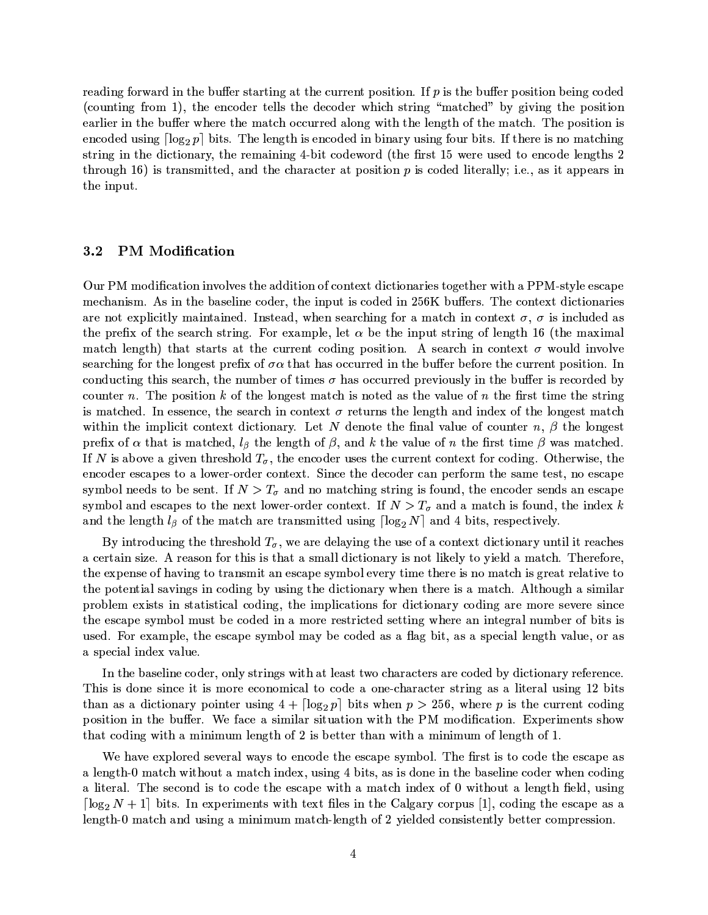reading forward in the buffer starting at the current position. If $p$ is the buffer position being coded (counting from 1), the encoder tells the decoder which string "matched" by giving the position earlier in the buffer where the match occurred along with the length of the match. The position is encoded using $\lceil \log_2 p \rceil$ bits. The length is encoded in binary using four bits. If there is no matching string in the dictionary, the remaining 4-bit codeword (the first 15 were used to encode lengths 2 through 16) is transmitted, and the character at position $p$ is coded literally; i.e., as it appears in the input.

### 3.2 PM Modification

Our PM modification involves the addition of context dictionaries together with a PPM-style escape mechanism. As in the baseline coder, the input is coded in 256K buffers. The context dictionaries are not explicitly maintained. Instead, when searching for a match in context $\sigma$, $\sigma$ is included as the prefix of the search string. For example, let $\alpha$ be the input string of length 16 (the maximal match length) that starts at the current coding position. A search in context $\sigma$ would involve searching for the longest prefix of $\sigma\alpha$ that has occurred in the buffer before the current position. In conducting this search, the number of times $\sigma$ has occurred previously in the buffer is recorded by counter $n$. The position $k$ of the longest match is noted as the value of $n$ the first time the string is matched. In essence, the search in context $\sigma$ returns the length and index of the longest match within the implicit context dictionary. Let $N$ denote the final value of counter $n$, $\beta$ the longest prefix of $\alpha$ that is matched, $l_\beta$ the length of $\beta$, and $k$ the value of $n$ the first time $\beta$ was matched. If $N$ is above a given threshold $T_\sigma$, the encoder uses the current context for coding. Otherwise, the encoder escapes to a lower-order context. Since the decoder can perform the same test, no escape symbol needs to be sent. If $N > T_\sigma$ and no matching string is found, the encoder sends an escape symbol and escapes to the next lower-order context. If $N > T_\sigma$ and a match is found, the index $k$ and the length $l_\beta$ of the match are transmitted using $\lceil \log_2 N \rceil$ and 4 bits, respectively.

By introducing the threshold $T_\sigma$, we are delaying the use of a context dictionary until it reaches a certain size. A reason for this is that a small dictionary is not likely to yield a match. Therefore, the expense of having to transmit an escape symbol every time there is no match is great relative to the potential savings in coding by using the dictionary when there is a match. Although a similar problem exists in statistical coding, the implications for dictionary coding are more severe since the escape symbol must be coded in a more restricted setting where an integral number of bits is used. For example, the escape symbol may be coded as a flag bit, as a special length value, or as a special index value.

In the baseline coder, only strings with at least two characters are coded by dictionary reference. This is done since it is more economical to code a one-character string as a literal using 12 bits than as a dictionary pointer using $4 + \lceil \log_2 p \rceil$ bits when $p > 256$, where $p$ is the current coding position in the buffer. We face a similar situation with the PM modification. Experiments show that coding with a minimum length of 2 is better than with a minimum of length of 1.

We have explored several ways to encode the escape symbol. The first is to code the escape as a length-0 match without a match index, using 4 bits, as is done in the baseline coder when coding a literal. The second is to code the escape with a match index of 0 without a length field, using $\lceil \log_2 N + 1 \rceil$ bits. In experiments with text files in the Calgary corpus [1], coding the escape as a length-0 match and using a minimum match-length of 2 yielded consistently better compression.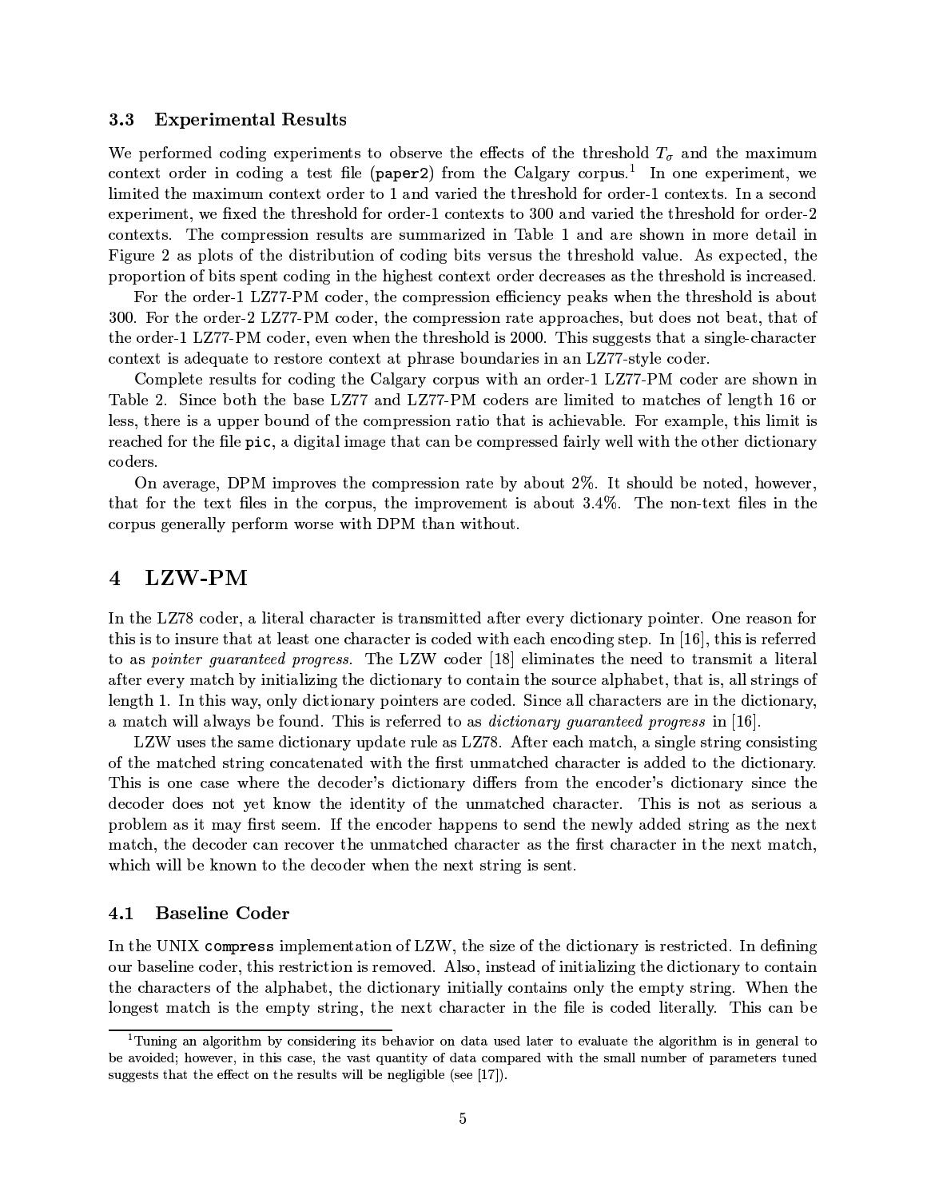### 3.3 Experimental Results

We performed coding experiments to observe the effects of the threshold $T_\sigma$ and the maximum context order in coding a test file (`paper2`) from the Calgary corpus.[1] In one experiment, we limited the maximum context order to 1 and varied the threshold for order-1 contexts. In a second experiment, we fixed the threshold for order-1 contexts to 300 and varied the threshold for order-2 contexts. The compression results are summarized in Table 1 and are shown in more detail in Figure 2 as plots of the distribution of coding bits versus the threshold value. As expected, the proportion of bits spent coding in the highest context order decreases as the threshold is increased.

For the order-1 LZ77-PM coder, the compression efficiency peaks when the threshold is about 300. For the order-2 LZ77-PM coder, the compression rate approaches, but does not beat, that of the order-1 LZ77-PM coder, even when the threshold is 2000. This suggests that a single-character context is adequate to restore context at phrase boundaries in an LZ77-style coder.

Complete results for coding the Calgary corpus with an order-1 LZ77-PM coder are shown in Table 2. Since both the base LZ77 and LZ77-PM coders are limited to matches of length 16 or less, there is a upper bound of the compression ratio that is achievable. For example, this limit is reached for the file `pic`, a digital image that can be compressed fairly well with the other dictionary coders.

On average, DPM improves the compression rate by about 2%. It should be noted, however, that for the text files in the corpus, the improvement is about 3.4%. The non-text files in the corpus generally perform worse with DPM than without.

## 4 LZW-PM

In the LZ78 coder, a literal character is transmitted after every dictionary pointer. One reason for this is to insure that at least one character is coded with each encoding step. In [16], this is referred to as *pointer guaranteed progress*. The LZW coder [18] eliminates the need to transmit a literal after every match by initializing the dictionary to contain the source alphabet, that is, all strings of length 1. In this way, only dictionary pointers are coded. Since all characters are in the dictionary, a match will always be found. This is referred to as *dictionary guaranteed progress* in [16].

LZW uses the same dictionary update rule as LZ78. After each match, a single string consisting of the matched string concatenated with the first unmatched character is added to the dictionary. This is one case where the decoder's dictionary differs from the encoder's dictionary since the decoder does not yet know the identity of the unmatched character. This is not as serious a problem as it may first seem. If the encoder happens to send the newly added string as the next match, the decoder can recover the unmatched character as the first character in the next match, which will be known to the decoder when the next string is sent.

### 4.1 Baseline Coder

In the UNIX `compress` implementation of LZW, the size of the dictionary is restricted. In defining our baseline coder, this restriction is removed. Also, instead of initializing the dictionary to contain the characters of the alphabet, the dictionary initially contains only the empty string. When the longest match is the empty string, the next character in the file is coded literally. This can be

[1] Tuning an algorithm by considering its behavior on data used later to evaluate the algorithm is in general to be avoided; however, in this case, the vast quantity of data compared with the small number of parameters tuned suggests that the effect on the results will be negligible (see [17]).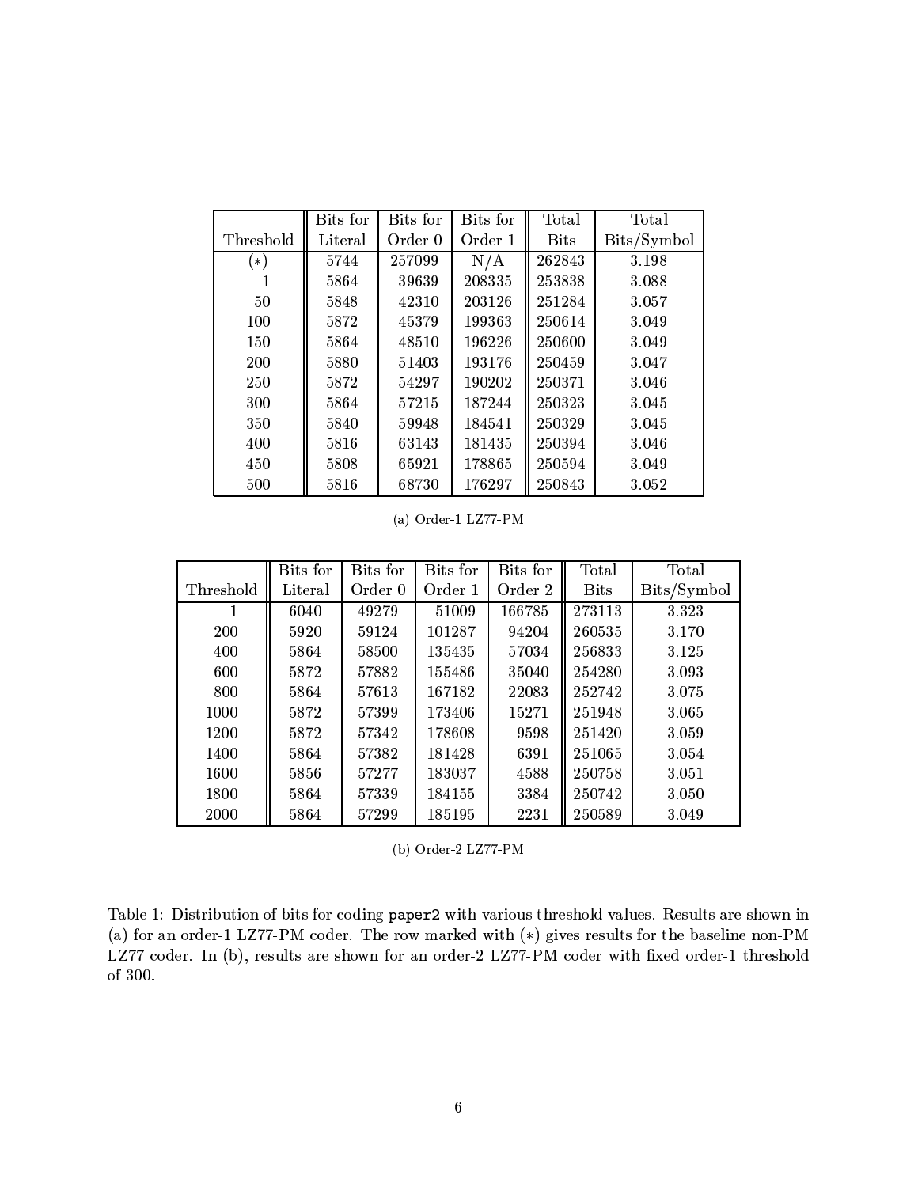| Threshold | Bits for Literal | Bits for Order 0 | Bits for Order 1 | Total Bits | Total Bits/Symbol |
|---|---|---|---|---|---|
| (*) | 5744 | 257099 | N/A | 262843 | 3.198 |
| 1 | 5864 | 39639 | 208335 | 253838 | 3.088 |
| 50 | 5848 | 42310 | 203126 | 251284 | 3.057 |
| 100 | 5872 | 45379 | 199363 | 250614 | 3.049 |
| 150 | 5864 | 48510 | 196226 | 250600 | 3.049 |
| 200 | 5880 | 51403 | 193176 | 250459 | 3.047 |
| 250 | 5872 | 54297 | 190202 | 250371 | 3.046 |
| 300 | 5864 | 57215 | 187244 | 250323 | 3.045 |
| 350 | 5840 | 59948 | 184541 | 250329 | 3.045 |
| 400 | 5816 | 63143 | 181435 | 250394 | 3.046 |
| 450 | 5808 | 65921 | 178865 | 250594 | 3.049 |
| 500 | 5816 | 68730 | 176297 | 250843 | 3.052 |

(a) Order-1 LZ77-PM

| Threshold | Bits for Literal | Bits for Order 0 | Bits for Order 1 | Bits for Order 2 | Total Bits | Total Bits/Symbol |
|---|---|---|---|---|---|---|
| 1 | 6040 | 49279 | 51009 | 166785 | 273113 | 3.323 |
| 200 | 5920 | 59124 | 101287 | 94204 | 260535 | 3.170 |
| 400 | 5864 | 58500 | 135435 | 57034 | 256833 | 3.125 |
| 600 | 5872 | 57882 | 155486 | 35040 | 254280 | 3.093 |
| 800 | 5864 | 57613 | 167182 | 22083 | 252742 | 3.075 |
| 1000 | 5872 | 57399 | 173406 | 15271 | 251948 | 3.065 |
| 1200 | 5872 | 57342 | 178608 | 9598 | 251420 | 3.059 |
| 1400 | 5864 | 57382 | 181428 | 6391 | 251065 | 3.054 |
| 1600 | 5856 | 57277 | 183037 | 4588 | 250758 | 3.051 |
| 1800 | 5864 | 57339 | 184155 | 3384 | 250742 | 3.050 |
| 2000 | 5864 | 57299 | 185195 | 2231 | 250589 | 3.049 |

(b) Order-2 LZ77-PM

Table 1: Distribution of bits for coding `paper2` with various threshold values. Results are shown in (a) for an order-1 LZ77-PM coder. The row marked with (*) gives results for the baseline non-PM LZ77 coder. In (b), results are shown for an order-2 LZ77-PM coder with fixed order-1 threshold of 300.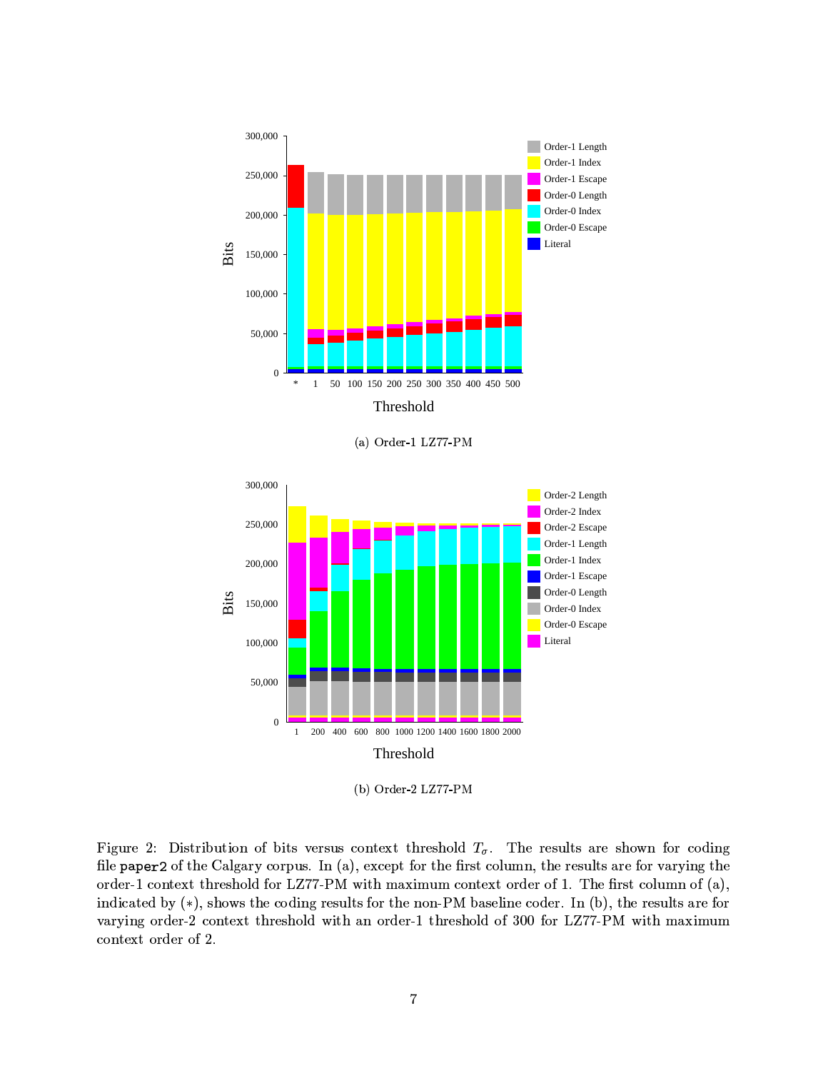(a) Order-1 LZ77-PM

(b) Order-2 LZ77-PM

Figure 2: Distribution of bits versus context threshold $T_\sigma$. The results are shown for coding file `paper2` of the Calgary corpus. In (a), except for the first column, the results are for varying the order-1 context threshold for LZ77-PM with maximum context order of 1. The first column of (a), indicated by (*), shows the coding results for the non-PM baseline coder. In (b), the results are for varying order-2 context threshold with an order-1 threshold of 300 for LZ77-PM with maximum context order of 2.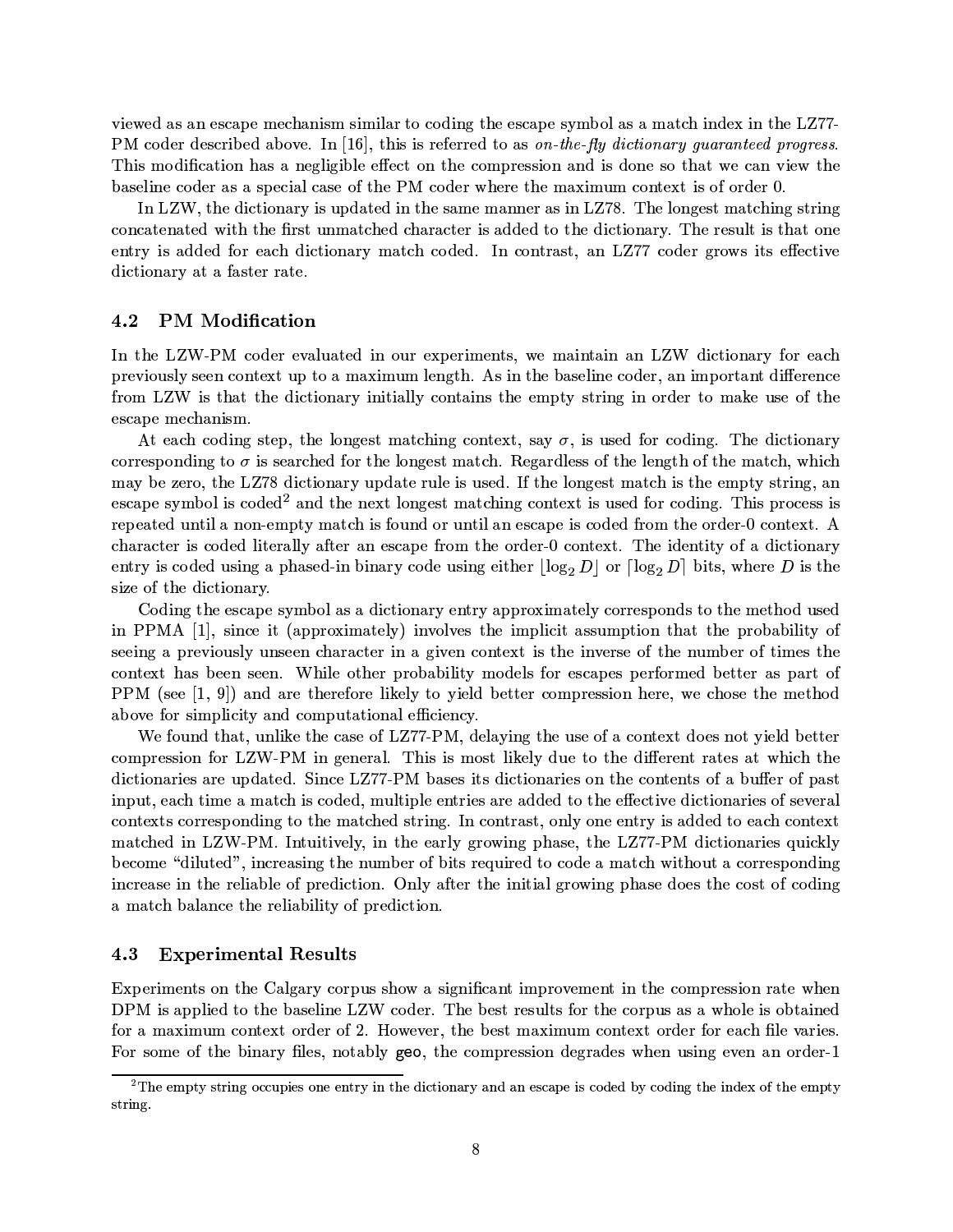viewed as an escape mechanism similar to coding the escape symbol as a match index in the LZ77-PM coder described above. In [16], this is referred to as *on-the-fly dictionary guaranteed progress*. This modification has a negligible effect on the compression and is done so that we can view the baseline coder as a special case of the PM coder where the maximum context is of order 0.

In LZW, the dictionary is updated in the same manner as in LZ78. The longest matching string concatenated with the first unmatched character is added to the dictionary. The result is that one entry is added for each dictionary match coded. In contrast, an LZ77 coder grows its effective dictionary at a faster rate.

### 4.2 PM Modification

In the LZW-PM coder evaluated in our experiments, we maintain an LZW dictionary for each previously seen context up to a maximum length. As in the baseline coder, an important difference from LZW is that the dictionary initially contains the empty string in order to make use of the escape mechanism.

At each coding step, the longest matching context, say $\sigma$, is used for coding. The dictionary corresponding to $\sigma$ is searched for the longest match. Regardless of the length of the match, which may be zero, the LZ78 dictionary update rule is used. If the longest match is the empty string, an escape symbol is coded[2] and the next longest matching context is used for coding. This process is repeated until a non-empty match is found or until an escape is coded from the order-0 context. A character is coded literally after an escape from the order-0 context. The identity of a dictionary entry is coded using a phased-in binary code using either $\lfloor \log_2 D \rfloor$ or $\lceil \log_2 D \rceil$ bits, where $D$ is the size of the dictionary.

Coding the escape symbol as a dictionary entry approximately corresponds to the method used in PPMA [1], since it (approximately) involves the implicit assumption that the probability of seeing a previously unseen character in a given context is the inverse of the number of times the context has been seen. While other probability models for escapes performed better as part of PPM (see [1, 9]) and are therefore likely to yield better compression here, we chose the method above for simplicity and computational efficiency.

We found that, unlike the case of LZ77-PM, delaying the use of a context does not yield better compression for LZW-PM in general. This is most likely due to the different rates at which the dictionaries are updated. Since LZ77-PM bases its dictionaries on the contents of a buffer of past input, each time a match is coded, multiple entries are added to the effective dictionaries of several contexts corresponding to the matched string. In contrast, only one entry is added to each context matched in LZW-PM. Intuitively, in the early growing phase, the LZ77-PM dictionaries quickly become "diluted", increasing the number of bits required to code a match without a corresponding increase in the reliable of prediction. Only after the initial growing phase does the cost of coding a match balance the reliability of prediction.

### 4.3 Experimental Results

Experiments on the Calgary corpus show a significant improvement in the compression rate when DPM is applied to the baseline LZW coder. The best results for the corpus as a whole is obtained for a maximum context order of 2. However, the best maximum context order for each file varies. For some of the binary files, notably `geo`, the compression degrades when using even an order-1

[2] The empty string occupies one entry in the dictionary and an escape is coded by coding the index of the empty string.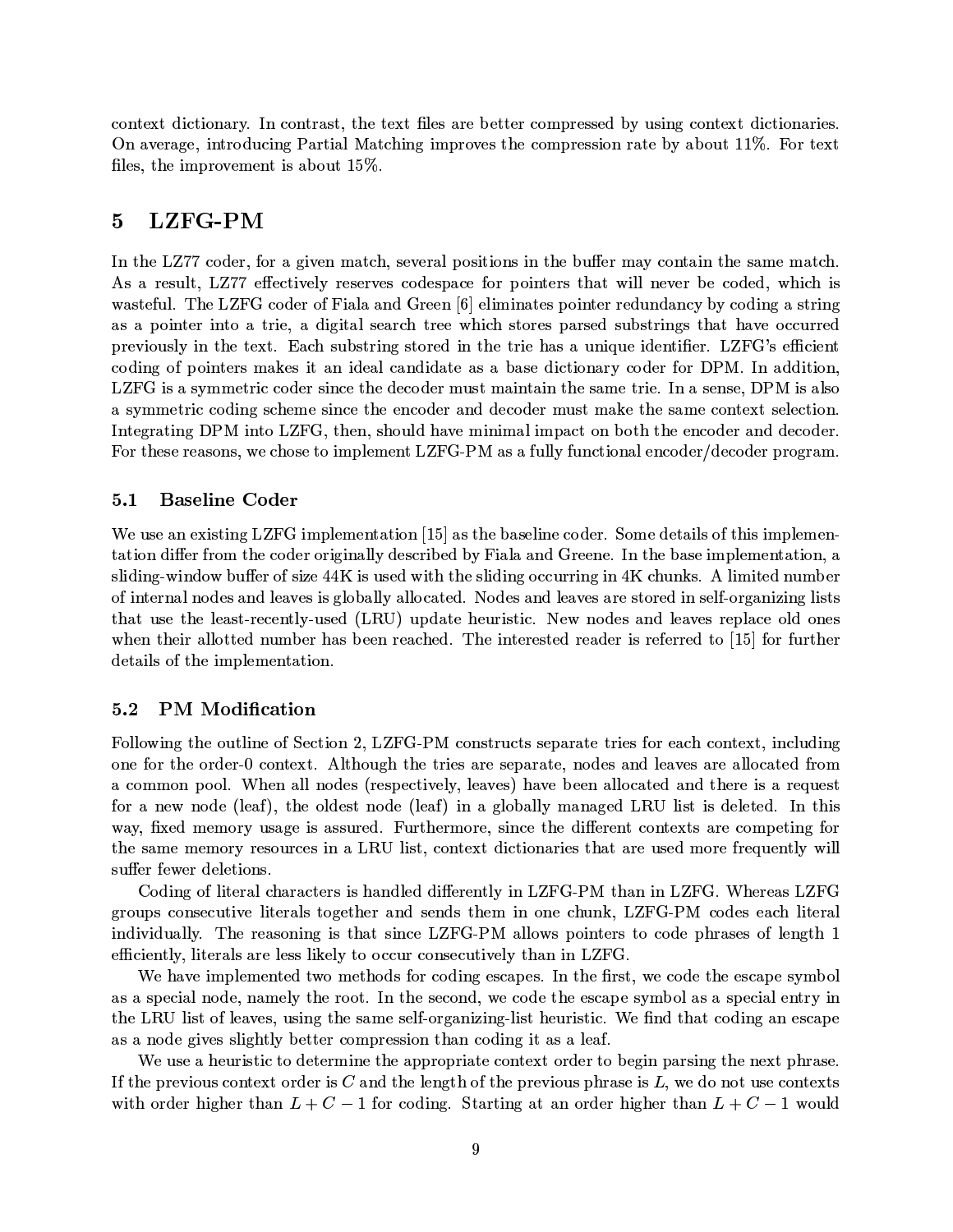context dictionary. In contrast, the text files are better compressed by using context dictionaries. On average, introducing Partial Matching improves the compression rate by about 11%. For text files, the improvement is about 15%.

# 5 LZFG-PM

In the LZ77 coder, for a given match, several positions in the buffer may contain the same match. As a result, LZ77 effectively reserves codespace for pointers that will never be coded, which is wasteful. The LZFG coder of Fiala and Green [6] eliminates pointer redundancy by coding a string as a pointer into a trie, a digital search tree which stores parsed substrings that have occurred previously in the text. Each substring stored in the trie has a unique identifier. LZFG's efficient coding of pointers makes it an ideal candidate as a base dictionary coder for DPM. In addition, LZFG is a symmetric coder since the decoder must maintain the same trie. In a sense, DPM is also a symmetric coding scheme since the encoder and decoder must make the same context selection. Integrating DPM into LZFG, then, should have minimal impact on both the encoder and decoder. For these reasons, we chose to implement LZFG-PM as a fully functional encoder/decoder program.

## 5.1 Baseline Coder

We use an existing LZFG implementation [15] as the baseline coder. Some details of this implementation differ from the coder originally described by Fiala and Greene. In the base implementation, a sliding-window buffer of size 44K is used with the sliding occurring in 4K chunks. A limited number of internal nodes and leaves is globally allocated. Nodes and leaves are stored in self-organizing lists that use the least-recently-used (LRU) update heuristic. New nodes and leaves replace old ones when their allotted number has been reached. The interested reader is referred to [15] for further details of the implementation.

## 5.2 PM Modification

Following the outline of Section 2, LZFG-PM constructs separate tries for each context, including one for the order-0 context. Although the tries are separate, nodes and leaves are allocated from a common pool. When all nodes (respectively, leaves) have been allocated and there is a request for a new node (leaf), the oldest node (leaf) in a globally managed LRU list is deleted. In this way, fixed memory usage is assured. Furthermore, since the different contexts are competing for the same memory resources in a LRU list, context dictionaries that are used more frequently will suffer fewer deletions.

Coding of literal characters is handled differently in LZFG-PM than in LZFG. Whereas LZFG groups consecutive literals together and sends them in one chunk, LZFG-PM codes each literal individually. The reasoning is that since LZFG-PM allows pointers to code phrases of length 1 efficiently, literals are less likely to occur consecutively than in LZFG.

We have implemented two methods for coding escapes. In the first, we code the escape symbol as a special node, namely the root. In the second, we code the escape symbol as a special entry in the LRU list of leaves, using the same self-organizing-list heuristic. We find that coding an escape as a node gives slightly better compression than coding it as a leaf.

We use a heuristic to determine the appropriate context order to begin parsing the next phrase. If the previous context order is $C$ and the length of the previous phrase is $L$, we do not use contexts with order higher than $L + C - 1$ for coding. Starting at an order higher than $L + C - 1$ would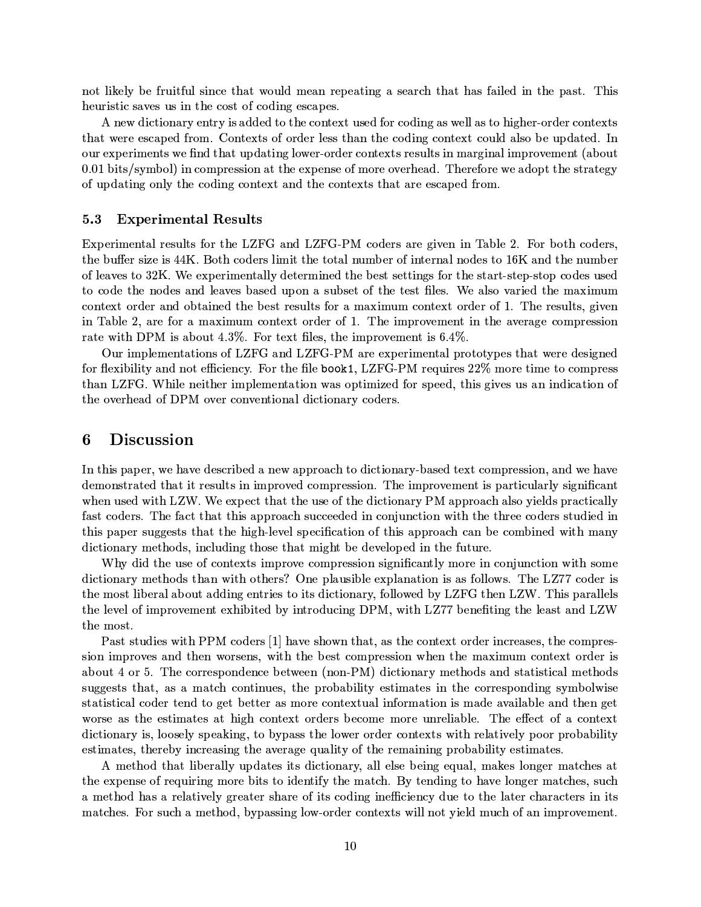not likely be fruitful since that would mean repeating a search that has failed in the past. This heuristic saves us in the cost of coding escapes.

A new dictionary entry is added to the context used for coding as well as to higher-order contexts that were escaped from. Contexts of order less than the coding context could also be updated. In our experiments we find that updating lower-order contexts results in marginal improvement (about 0.01 bits/symbol) in compression at the expense of more overhead. Therefore we adopt the strategy of updating only the coding context and the contexts that are escaped from.

### 5.3 Experimental Results

Experimental results for the LZFG and LZFG-PM coders are given in Table 2. For both coders, the buffer size is 44K. Both coders limit the total number of internal nodes to 16K and the number of leaves to 32K. We experimentally determined the best settings for the start-step-stop codes used to code the nodes and leaves based upon a subset of the test files. We also varied the maximum context order and obtained the best results for a maximum context order of 1. The results, given in Table 2, are for a maximum context order of 1. The improvement in the average compression rate with DPM is about 4.3%. For text files, the improvement is 6.4%.

Our implementations of LZFG and LZFG-PM are experimental prototypes that were designed for flexibility and not efficiency. For the file `book1`, LZFG-PM requires 22% more time to compress than LZFG. While neither implementation was optimized for speed, this gives us an indication of the overhead of DPM over conventional dictionary coders.

## 6 Discussion

In this paper, we have described a new approach to dictionary-based text compression, and we have demonstrated that it results in improved compression. The improvement is particularly significant when used with LZW. We expect that the use of the dictionary PM approach also yields practically fast coders. The fact that this approach succeeded in conjunction with the three coders studied in this paper suggests that the high-level specification of this approach can be combined with many dictionary methods, including those that might be developed in the future.

Why did the use of contexts improve compression significantly more in conjunction with some dictionary methods than with others? One plausible explanation is as follows. The LZ77 coder is the most liberal about adding entries to its dictionary, followed by LZFG then LZW. This parallels the level of improvement exhibited by introducing DPM, with LZ77 benefiting the least and LZW the most.

Past studies with PPM coders [1] have shown that, as the context order increases, the compression improves and then worsens, with the best compression when the maximum context order is about 4 or 5. The correspondence between (non-PM) dictionary methods and statistical methods suggests that, as a match continues, the probability estimates in the corresponding symbolwise statistical coder tend to get better as more contextual information is made available and then get worse as the estimates at high context orders become more unreliable. The effect of a context dictionary is, loosely speaking, to bypass the lower order contexts with relatively poor probability estimates, thereby increasing the average quality of the remaining probability estimates.

A method that liberally updates its dictionary, all else being equal, makes longer matches at the expense of requiring more bits to identify the match. By tending to have longer matches, such a method has a relatively greater share of its coding inefficiency due to the later characters in its matches. For such a method, bypassing low-order contexts will not yield much of an improvement.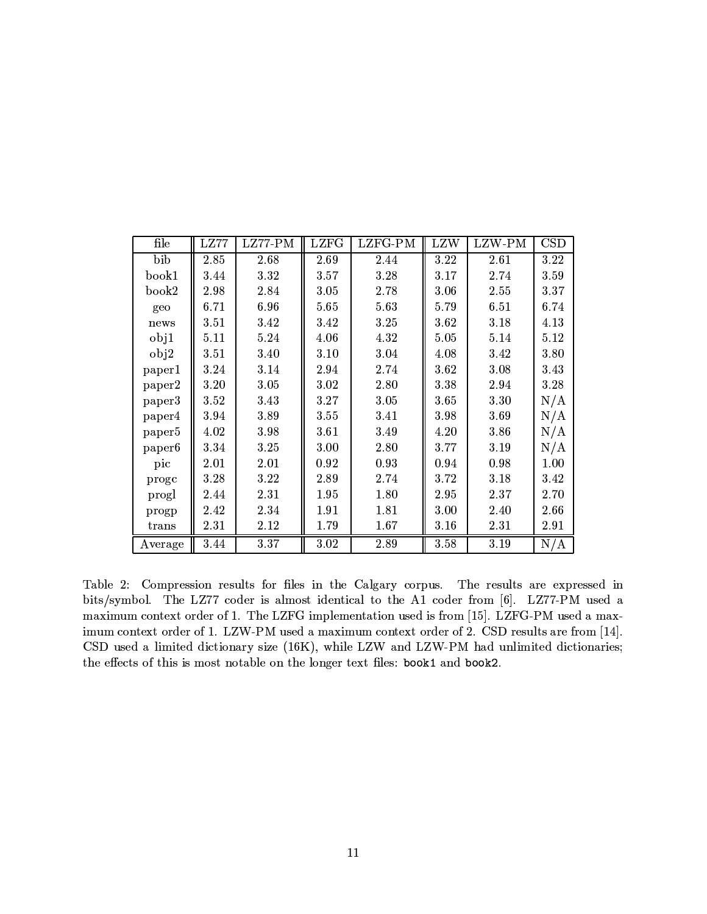| file | LZ77 | LZ77-PM | LZFG | LZFG-PM | LZW | LZW-PM | CSD |
|---|---|---|---|---|---|---|---|
| bib | 2.85 | 2.68 | 2.69 | 2.44 | 3.22 | 2.61 | 3.22 |
| book1 | 3.44 | 3.32 | 3.57 | 3.28 | 3.17 | 2.74 | 3.59 |
| book2 | 2.98 | 2.84 | 3.05 | 2.78 | 3.06 | 2.55 | 3.37 |
| geo | 6.71 | 6.96 | 5.65 | 5.63 | 5.79 | 6.51 | 6.74 |
| news | 3.51 | 3.42 | 3.42 | 3.25 | 3.62 | 3.18 | 4.13 |
| obj1 | 5.11 | 5.24 | 4.06 | 4.32 | 5.05 | 5.14 | 5.12 |
| obj2 | 3.51 | 3.40 | 3.10 | 3.04 | 4.08 | 3.42 | 3.80 |
| paper1 | 3.24 | 3.14 | 2.94 | 2.74 | 3.62 | 3.08 | 3.43 |
| paper2 | 3.20 | 3.05 | 3.02 | 2.80 | 3.38 | 2.94 | 3.28 |
| paper3 | 3.52 | 3.43 | 3.27 | 3.05 | 3.65 | 3.30 | N/A |
| paper4 | 3.94 | 3.89 | 3.55 | 3.41 | 3.98 | 3.69 | N/A |
| paper5 | 4.02 | 3.98 | 3.61 | 3.49 | 4.20 | 3.86 | N/A |
| paper6 | 3.34 | 3.25 | 3.00 | 2.80 | 3.77 | 3.19 | N/A |
| pic | 2.01 | 2.01 | 0.92 | 0.93 | 0.94 | 0.98 | 1.00 |
| progc | 3.28 | 3.22 | 2.89 | 2.74 | 3.72 | 3.18 | 3.42 |
| progl | 2.44 | 2.31 | 1.95 | 1.80 | 2.95 | 2.37 | 2.70 |
| progp | 2.42 | 2.34 | 1.91 | 1.81 | 3.00 | 2.40 | 2.66 |
| trans | 2.31 | 2.12 | 1.79 | 1.67 | 3.16 | 2.31 | 2.91 |
| Average | 3.44 | 3.37 | 3.02 | 2.89 | 3.58 | 3.19 | N/A |

Table 2: Compression results for files in the Calgary corpus. The results are expressed in bits/symbol. The LZ77 coder is almost identical to the A1 coder from [6]. LZ77-PM used a maximum context order of 1. The LZFG implementation used is from [15]. LZFG-PM used a maximum context order of 1. LZW-PM used a maximum context order of 2. CSD results are from [14]. CSD used a limited dictionary size (16K), while LZW and LZW-PM had unlimited dictionaries; the effects of this is most notable on the longer text files: `book1` and `book2`.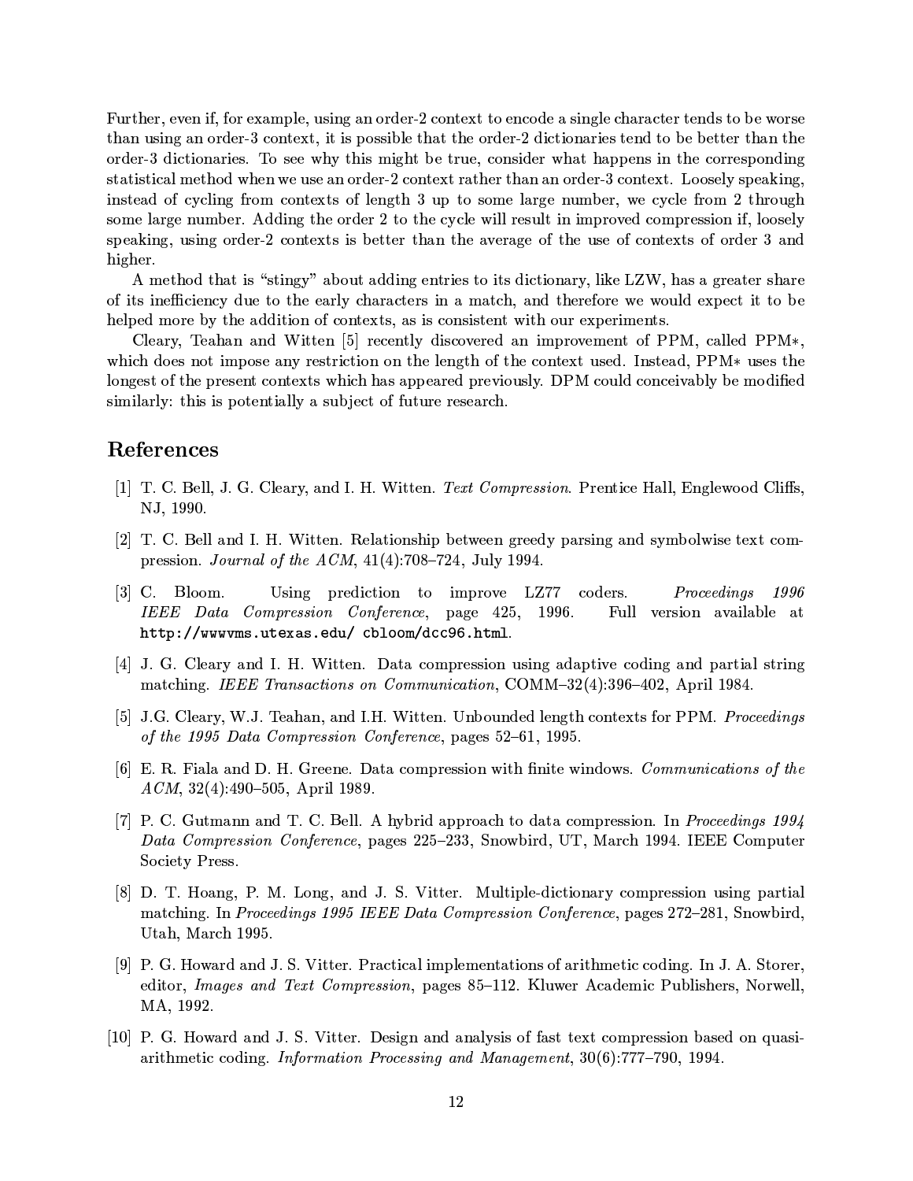Further, even if, for example, using an order-2 context to encode a single character tends to be worse than using an order-3 context, it is possible that the order-2 dictionaries tend to be better than the order-3 dictionaries. To see why this might be true, consider what happens in the corresponding statistical method when we use an order-2 context rather than an order-3 context. Loosely speaking, instead of cycling from contexts of length 3 up to some large number, we cycle from 2 through some large number. Adding the order 2 to the cycle will result in improved compression if, loosely speaking, using order-2 contexts is better than the average of the use of contexts of order 3 and higher.

A method that is "stingy" about adding entries to its dictionary, like LZW, has a greater share of its inefficiency due to the early characters in a match, and therefore we would expect it to be helped more by the addition of contexts, as is consistent with our experiments.

Cleary, Teahan and Witten [5] recently discovered an improvement of PPM, called PPM*, which does not impose any restriction on the length of the context used. Instead, PPM* uses the longest of the present contexts which has appeared previously. DPM could conceivably be modified similarly: this is potentially a subject of future research.

## References

[1] T. C. Bell, J. G. Cleary, and I. H. Witten. *Text Compression*. Prentice Hall, Englewood Cliffs, NJ, 1990.

[2] T. C. Bell and I. H. Witten. Relationship between greedy parsing and symbolwise text compression. *Journal of the ACM*, 41(4):708–724, July 1994.

[3] C. Bloom. Using prediction to improve LZ77 coders. *Proceedings 1996 IEEE Data Compression Conference*, page 425, 1996. Full version available at `http://wwwvms.utexas.edu/ cbloom/dcc96.html`.

[4] J. G. Cleary and I. H. Witten. Data compression using adaptive coding and partial string matching. *IEEE Transactions on Communication*, COMM–32(4):396–402, April 1984.

[5] J.G. Cleary, W.J. Teahan, and I.H. Witten. Unbounded length contexts for PPM. *Proceedings of the 1995 Data Compression Conference*, pages 52–61, 1995.

[6] E. R. Fiala and D. H. Greene. Data compression with finite windows. *Communications of the ACM*, 32(4):490–505, April 1989.

[7] P. C. Gutmann and T. C. Bell. A hybrid approach to data compression. In *Proceedings 1994 Data Compression Conference*, pages 225–233, Snowbird, UT, March 1994. IEEE Computer Society Press.

[8] D. T. Hoang, P. M. Long, and J. S. Vitter. Multiple-dictionary compression using partial matching. In *Proceedings 1995 IEEE Data Compression Conference*, pages 272–281, Snowbird, Utah, March 1995.

[9] P. G. Howard and J. S. Vitter. Practical implementations of arithmetic coding. In J. A. Storer, editor, *Images and Text Compression*, pages 85–112. Kluwer Academic Publishers, Norwell, MA, 1992.

[10] P. G. Howard and J. S. Vitter. Design and analysis of fast text compression based on quasi-arithmetic coding. *Information Processing and Management*, 30(6):777–790, 1994.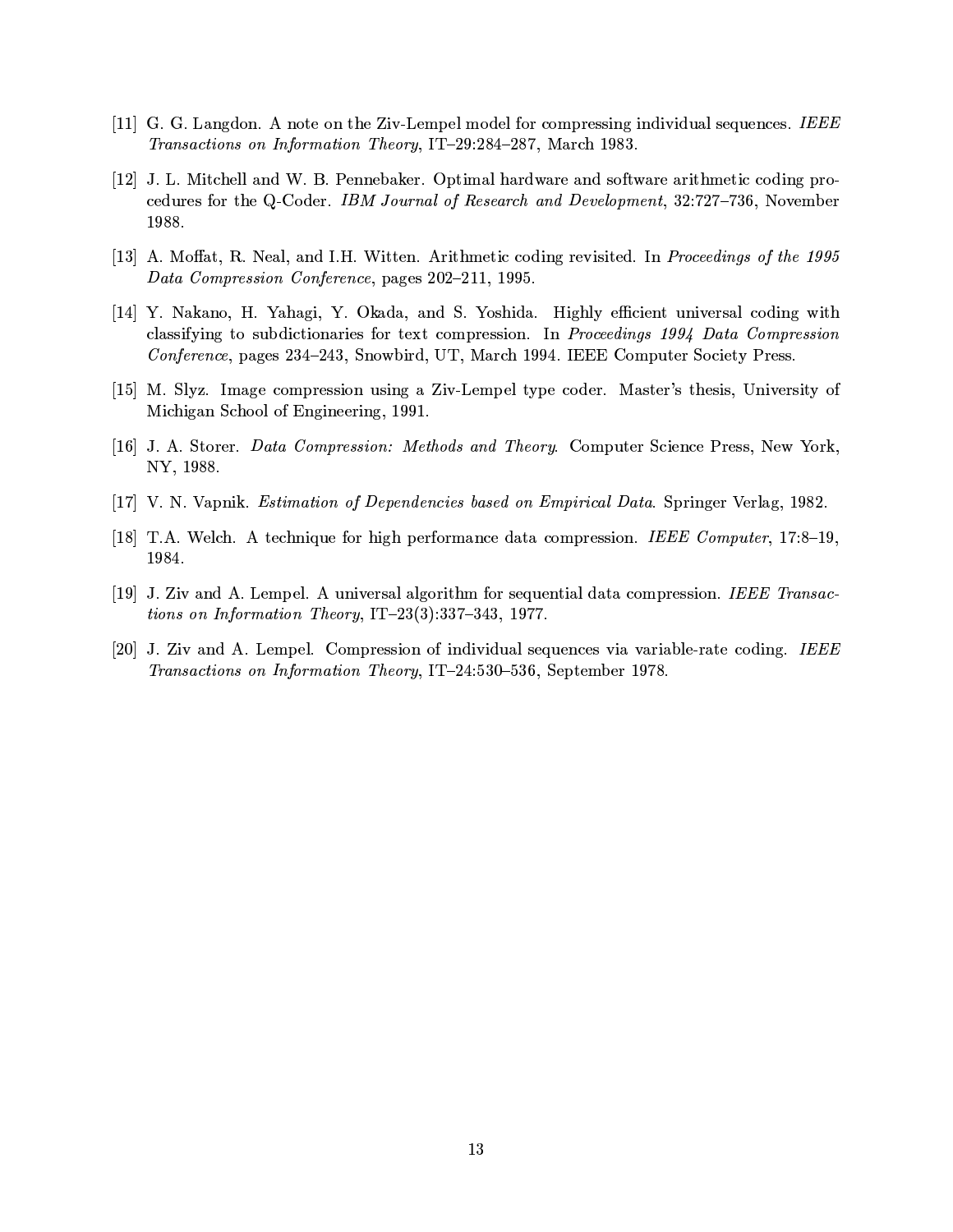[11] G. G. Langdon. A note on the Ziv-Lempel model for compressing individual sequences. *IEEE Transactions on Information Theory*, IT–29:284–287, March 1983.

[12] J. L. Mitchell and W. B. Pennebaker. Optimal hardware and software arithmetic coding procedures for the Q-Coder. *IBM Journal of Research and Development*, 32:727–736, November 1988.

[13] A. Moffat, R. Neal, and I.H. Witten. Arithmetic coding revisited. In *Proceedings of the 1995 Data Compression Conference*, pages 202–211, 1995.

[14] Y. Nakano, H. Yahagi, Y. Okada, and S. Yoshida. Highly efficient universal coding with classifying to subdictionaries for text compression. In *Proceedings 1994 Data Compression Conference*, pages 234–243, Snowbird, UT, March 1994. IEEE Computer Society Press.

[15] M. Slyz. Image compression using a Ziv-Lempel type coder. Master's thesis, University of Michigan School of Engineering, 1991.

[16] J. A. Storer. *Data Compression: Methods and Theory*. Computer Science Press, New York, NY, 1988.

[17] V. N. Vapnik. *Estimation of Dependencies based on Empirical Data*. Springer Verlag, 1982.

[18] T.A. Welch. A technique for high performance data compression. *IEEE Computer*, 17:8–19, 1984.

[19] J. Ziv and A. Lempel. A universal algorithm for sequential data compression. *IEEE Transactions on Information Theory*, IT–23(3):337–343, 1977.

[20] J. Ziv and A. Lempel. Compression of individual sequences via variable-rate coding. *IEEE Transactions on Information Theory*, IT–24:530–536, September 1978.